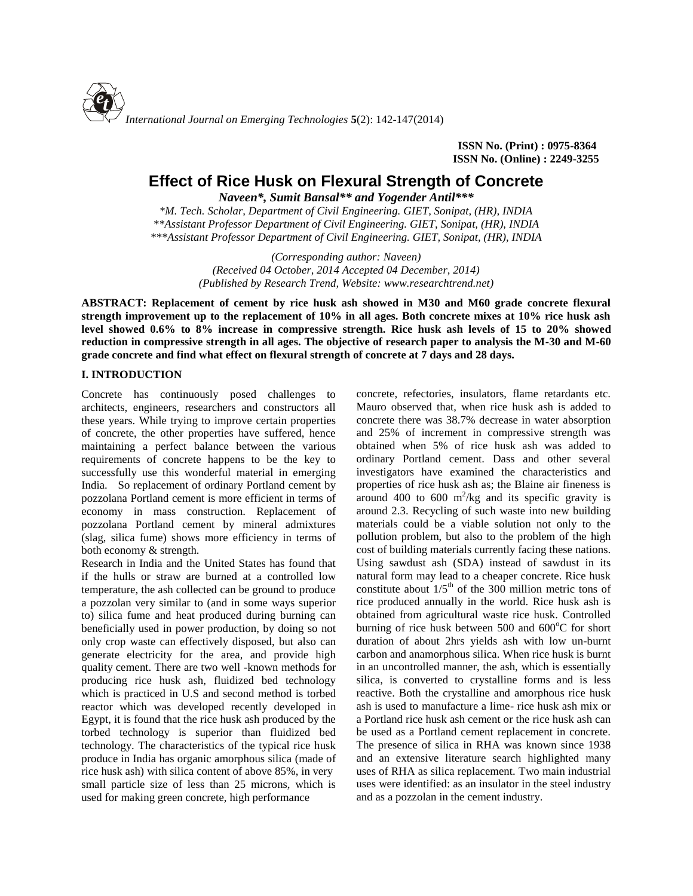ISSN No. (Print) : 0975-8364
ISSN No. (Online) : 2249-3255

# Effect of Rice Husk on Flexural Strength of Concrete

***Naveen\*, Sumit Bansal\*\* and Yogender Antil\*\*\****

*\*M. Tech. Scholar, Department of Civil Engineering. GIET, Sonipat, (HR), INDIA*
*\*\*Assistant Professor Department of Civil Engineering. GIET, Sonipat, (HR), INDIA*
*\*\*\*Assistant Professor Department of Civil Engineering. GIET, Sonipat, (HR), INDIA*

*(Corresponding author: Naveen)*
*(Received 04 October, 2014 Accepted 04 December, 2014)*
*(Published by Research Trend, Website: www.researchtrend.net)*

**ABSTRACT: Replacement of cement by rice husk ash showed in M30 and M60 grade concrete flexural strength improvement up to the replacement of 10% in all ages. Both concrete mixes at 10% rice husk ash level showed 0.6% to 8% increase in compressive strength. Rice husk ash levels of 15 to 20% showed reduction in compressive strength in all ages. The objective of research paper to analysis the M-30 and M-60 grade concrete and find what effect on flexural strength of concrete at 7 days and 28 days.**

## I. INTRODUCTION

Concrete has continuously posed challenges to architects, engineers, researchers and constructors all these years. While trying to improve certain properties of concrete, the other properties have suffered, hence maintaining a perfect balance between the various requirements of concrete happens to be the key to successfully use this wonderful material in emerging India. So replacement of ordinary Portland cement by pozzolana Portland cement is more efficient in terms of economy in mass construction. Replacement of pozzolana Portland cement by mineral admixtures (slag, silica fume) shows more efficiency in terms of both economy & strength.

Research in India and the United States has found that if the hulls or straw are burned at a controlled low temperature, the ash collected can be ground to produce a pozzolan very similar to (and in some ways superior to) silica fume and heat produced during burning can beneficially used in power production, by doing so not only crop waste can effectively disposed, but also can generate electricity for the area, and provide high quality cement. There are two well -known methods for producing rice husk ash, fluidized bed technology which is practiced in U.S and second method is torbed reactor which was developed recently developed in Egypt, it is found that the rice husk ash produced by the torbed technology is superior than fluidized bed technology. The characteristics of the typical rice husk produce in India has organic amorphous silica (made of rice husk ash) with silica content of above 85%, in very small particle size of less than 25 microns, which is used for making green concrete, high performance concrete, refectories, insulators, flame retardants etc. Mauro observed that, when rice husk ash is added to concrete there was 38.7% decrease in water absorption and 25% of increment in compressive strength was obtained when 5% of rice husk ash was added to ordinary Portland cement. Dass and other several investigators have examined the characteristics and properties of rice husk ash as; the Blaine air fineness is around 400 to 600 $m^2/kg$ and its specific gravity is around 2.3. Recycling of such waste into new building materials could be a viable solution not only to the pollution problem, but also to the problem of the high cost of building materials currently facing these nations. Using sawdust ash (SDA) instead of sawdust in its natural form may lead to a cheaper concrete. Rice husk constitute about $1/5^{th}$ of the 300 million metric tons of rice produced annually in the world. Rice husk ash is obtained from agricultural waste rice husk. Controlled burning of rice husk between 500 and 600°C for short duration of about 2hrs yields ash with low un-burnt carbon and anamorphous silica. When rice husk is burnt in an uncontrolled manner, the ash, which is essentially silica, is converted to crystalline forms and is less reactive. Both the crystalline and amorphous rice husk ash is used to manufacture a lime- rice husk ash mix or a Portland rice husk ash cement or the rice husk ash can be used as a Portland cement replacement in concrete. The presence of silica in RHA was known since 1938 and an extensive literature search highlighted many uses of RHA as silica replacement. Two main industrial uses were identified: as an insulator in the steel industry and as a pozzolan in the cement industry.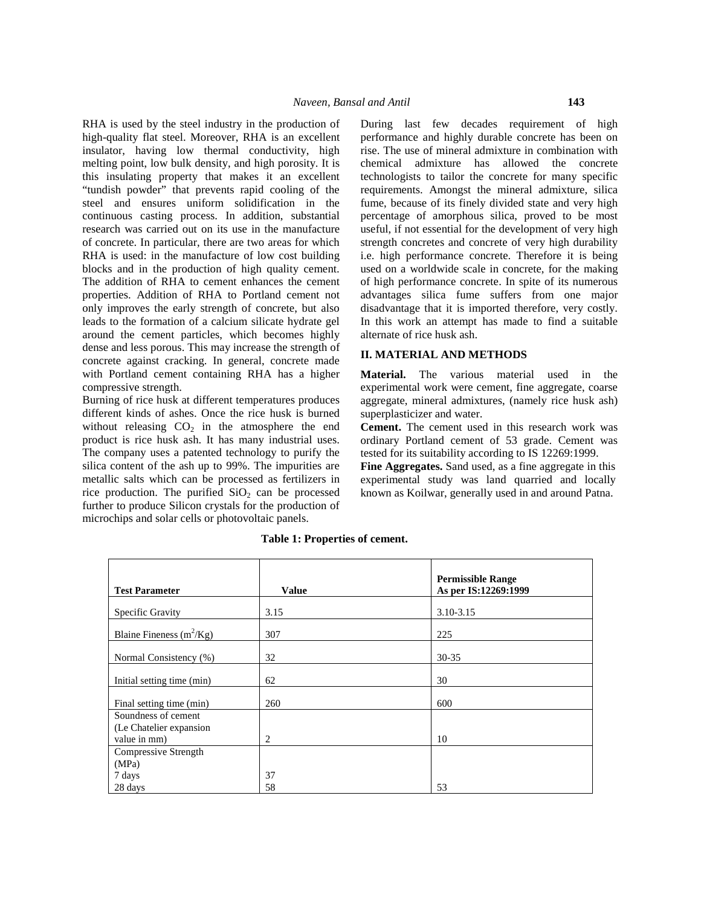RHA is used by the steel industry in the production of high-quality flat steel. Moreover, RHA is an excellent insulator, having low thermal conductivity, high melting point, low bulk density, and high porosity. It is this insulating property that makes it an excellent "tundish powder" that prevents rapid cooling of the steel and ensures uniform solidification in the continuous casting process. In addition, substantial research was carried out on its use in the manufacture of concrete. In particular, there are two areas for which RHA is used: in the manufacture of low cost building blocks and in the production of high quality cement. The addition of RHA to cement enhances the cement properties. Addition of RHA to Portland cement not only improves the early strength of concrete, but also leads to the formation of a calcium silicate hydrate gel around the cement particles, which becomes highly dense and less porous. This may increase the strength of concrete against cracking. In general, concrete made with Portland cement containing RHA has a higher compressive strength.

Burning of rice husk at different temperatures produces different kinds of ashes. Once the rice husk is burned without releasing $CO_2$ in the atmosphere the end product is rice husk ash. It has many industrial uses. The company uses a patented technology to purify the silica content of the ash up to 99%. The impurities are metallic salts which can be processed as fertilizers in rice production. The purified $SiO_2$ can be processed further to produce Silicon crystals for the production of microchips and solar cells or photovoltaic panels.

During last few decades requirement of high performance and highly durable concrete has been on rise. The use of mineral admixture in combination with chemical admixture has allowed the concrete technologists to tailor the concrete for many specific requirements. Amongst the mineral admixture, silica fume, because of its finely divided state and very high percentage of amorphous silica, proved to be most useful, if not essential for the development of very high strength concretes and concrete of very high durability i.e. high performance concrete. Therefore it is being used on a worldwide scale in concrete, for the making of high performance concrete. In spite of its numerous advantages silica fume suffers from one major disadvantage that it is imported therefore, very costly. In this work an attempt has made to find a suitable alternate of rice husk ash.

## II. MATERIAL AND METHODS

**Material.** The various material used in the experimental work were cement, fine aggregate, coarse aggregate, mineral admixtures, (namely rice husk ash) superplasticizer and water.

**Cement.** The cement used in this research work was ordinary Portland cement of 53 grade. Cement was tested for its suitability according to IS 12269:1999.

**Fine Aggregates.** Sand used, as a fine aggregate in this experimental study was land quarried and locally known as Koilwar, generally used in and around Patna.

**Table 1: Properties of cement.**

| Test Parameter | Value | Permissible Range As per IS:12269:1999 |
|---|---|---|
| Specific Gravity | 3.15 | 3.10-3.15 |
| Blaine Fineness ($m^2$/Kg) | 307 | 225 |
| Normal Consistency (%) | 32 | 30-35 |
| Initial setting time (min) | 62 | 30 |
| Final setting time (min) | 260 | 600 |
| Soundness of cement (Le Chatelier expansion value in mm) | 2 | 10 |
| Compressive Strength (MPa) | | |
| 7 days | 37 | |
| 28 days | 58 | 53 |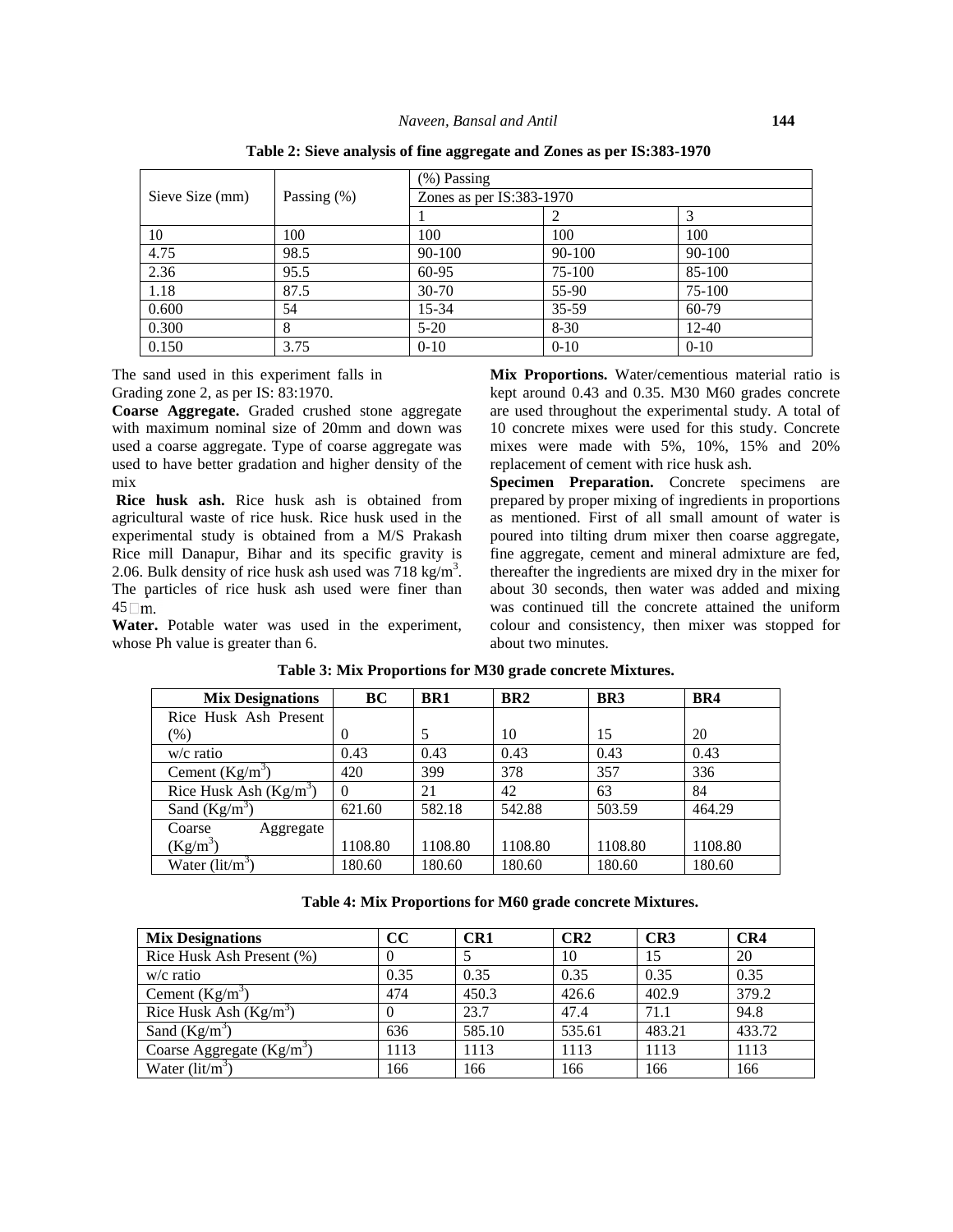**Table 2: Sieve analysis of fine aggregate and Zones as per IS:383-1970**

| Sieve Size (mm) | Passing (%) | (%) Passing Zones as per IS:383-1970 | | |
|---|---|---|---|---|
| | | 1 | 2 | 3 |
| 10 | 100 | 100 | 100 | 100 |
| 4.75 | 98.5 | 90-100 | 90-100 | 90-100 |
| 2.36 | 95.5 | 60-95 | 75-100 | 85-100 |
| 1.18 | 87.5 | 30-70 | 55-90 | 75-100 |
| 0.600 | 54 | 15-34 | 35-59 | 60-79 |
| 0.300 | 8 | 5-20 | 8-30 | 12-40 |
| 0.150 | 3.75 | 0-10 | 0-10 | 0-10 |

The sand used in this experiment falls in Grading zone 2, as per IS: 83:1970.

**Coarse Aggregate.** Graded crushed stone aggregate with maximum nominal size of 20mm and down was used a coarse aggregate. Type of coarse aggregate was used to have better gradation and higher density of the mix

**Rice husk ash.** Rice husk ash is obtained from agricultural waste of rice husk. Rice husk used in the experimental study is obtained from a M/S Prakash Rice mill Danapur, Bihar and its specific gravity is 2.06. Bulk density of rice husk ash used was 718 kg/m$^3$. The particles of rice husk ash used were finer than 45 $\mu$m.

**Water.** Potable water was used in the experiment, whose Ph value is greater than 6.

**Mix Proportions.** Water/cementious material ratio is kept around 0.43 and 0.35. M30 M60 grades concrete are used throughout the experimental study. A total of 10 concrete mixes were used for this study. Concrete mixes were made with 5%, 10%, 15% and 20% replacement of cement with rice husk ash.

**Specimen Preparation.** Concrete specimens are prepared by proper mixing of ingredients in proportions as mentioned. First of all small amount of water is poured into tilting drum mixer then coarse aggregate, fine aggregate, cement and mineral admixture are fed, thereafter the ingredients are mixed dry in the mixer for about 30 seconds, then water was added and mixing was continued till the concrete attained the uniform colour and consistency, then mixer was stopped for about two minutes.

**Table 3: Mix Proportions for M30 grade concrete Mixtures.**

| Mix Designations | BC | BR1 | BR2 | BR3 | BR4 |
|---|---|---|---|---|---|
| Rice Husk Ash Present (%) | 0 | 5 | 10 | 15 | 20 |
| w/c ratio | 0.43 | 0.43 | 0.43 | 0.43 | 0.43 |
| Cement (Kg/m$^3$) | 420 | 399 | 378 | 357 | 336 |
| Rice Husk Ash (Kg/m$^3$) | 0 | 21 | 42 | 63 | 84 |
| Sand (Kg/m$^3$) | 621.60 | 582.18 | 542.88 | 503.59 | 464.29 |
| Coarse Aggregate (Kg/m$^3$) | 1108.80 | 1108.80 | 1108.80 | 1108.80 | 1108.80 |
| Water (lit/m$^3$) | 180.60 | 180.60 | 180.60 | 180.60 | 180.60 |

**Table 4: Mix Proportions for M60 grade concrete Mixtures.**

| Mix Designations | CC | CR1 | CR2 | CR3 | CR4 |
|---|---|---|---|---|---|
| Rice Husk Ash Present (%) | 0 | 5 | 10 | 15 | 20 |
| w/c ratio | 0.35 | 0.35 | 0.35 | 0.35 | 0.35 |
| Cement (Kg/m$^3$) | 474 | 450.3 | 426.6 | 402.9 | 379.2 |
| Rice Husk Ash (Kg/m$^3$) | 0 | 23.7 | 47.4 | 71.1 | 94.8 |
| Sand (Kg/m$^3$) | 636 | 585.10 | 535.61 | 483.21 | 433.72 |
| Coarse Aggregate (Kg/m$^3$) | 1113 | 1113 | 1113 | 1113 | 1113 |
| Water (lit/m$^3$) | 166 | 166 | 166 | 166 | 166 |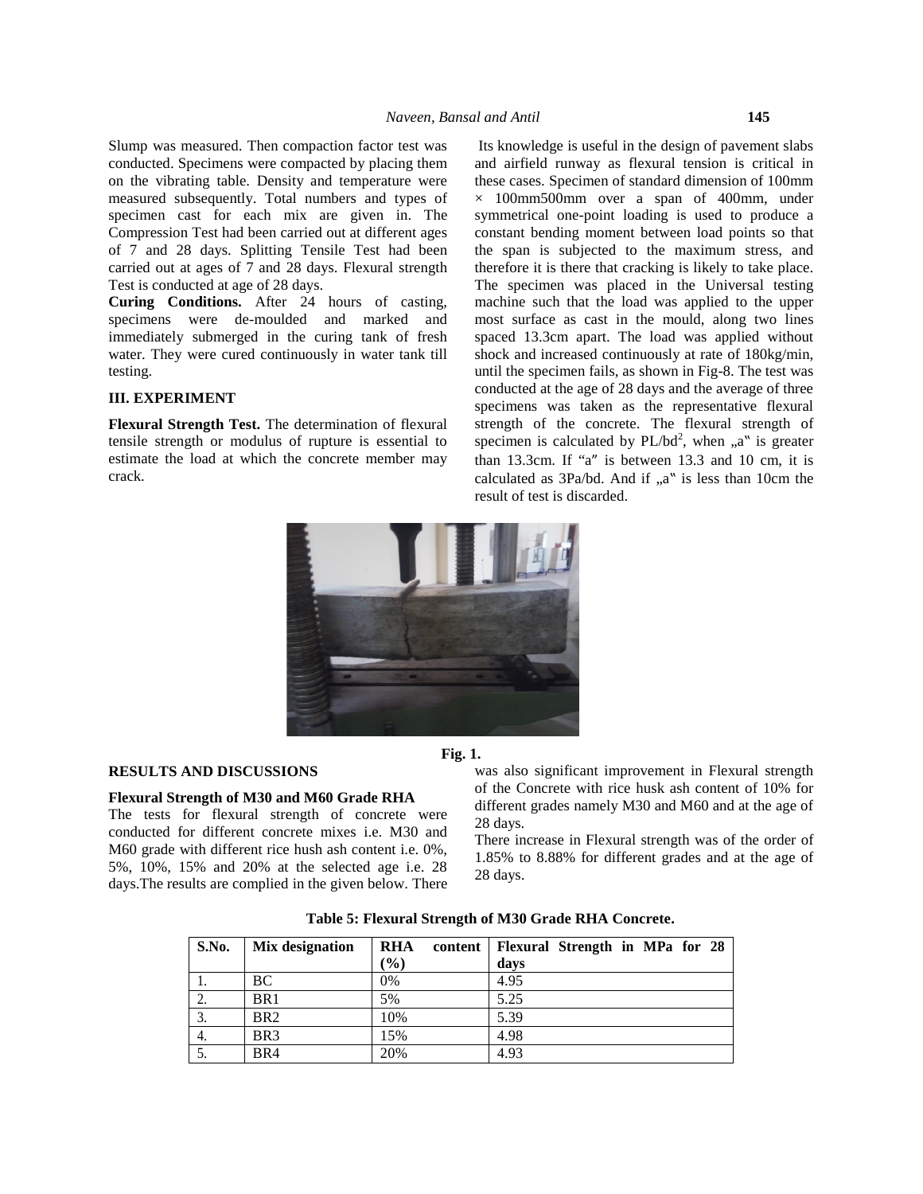Slump was measured. Then compaction factor test was conducted. Specimens were compacted by placing them on the vibrating table. Density and temperature were measured subsequently. Total numbers and types of specimen cast for each mix are given in. The Compression Test had been carried out at different ages of 7 and 28 days. Splitting Tensile Test had been carried out at ages of 7 and 28 days. Flexural strength Test is conducted at age of 28 days.

**Curing Conditions.** After 24 hours of casting, specimens were de-moulded and marked and immediately submerged in the curing tank of fresh water. They were cured continuously in water tank till testing.

### III. EXPERIMENT

**Flexural Strength Test.** The determination of flexural tensile strength or modulus of rupture is essential to estimate the load at which the concrete member may crack. Its knowledge is useful in the design of pavement slabs and airfield runway as flexural tension is critical in these cases. Specimen of standard dimension of 100mm × 100mm500mm over a span of 400mm, under symmetrical one-point loading is used to produce a constant bending moment between load points so that the span is subjected to the maximum stress, and therefore it is there that cracking is likely to take place. The specimen was placed in the Universal testing machine such that the load was applied to the upper most surface as cast in the mould, along two lines spaced 13.3cm apart. The load was applied without shock and increased continuously at rate of 180kg/min, until the specimen fails, as shown in Fig-8. The test was conducted at the age of 28 days and the average of three specimens was taken as the representative flexural strength of the concrete. The flexural strength of specimen is calculated by $PL/bd^2$, when „a‟ is greater than 13.3cm. If "a" is between 13.3 and 10 cm, it is calculated as 3Pa/bd. And if „a‟ is less than 10cm the result of test is discarded.

**Fig. 1.**

### RESULTS AND DISCUSSIONS

#### Flexural Strength of M30 and M60 Grade RHA

The tests for flexural strength of concrete were conducted for different concrete mixes i.e. M30 and M60 grade with different rice hush ash content i.e. 0%, 5%, 10%, 15% and 20% at the selected age i.e. 28 days.The results are complied in the given below. There was also significant improvement in Flexural strength of the Concrete with rice husk ash content of 10% for different grades namely M30 and M60 and at the age of 28 days.

There increase in Flexural strength was of the order of 1.85% to 8.88% for different grades and at the age of 28 days.

**Table 5: Flexural Strength of M30 Grade RHA Concrete.**

| S.No. | Mix designation | RHA content (%) | Flexural Strength in MPa for 28 days |
|---|---|---|---|
| 1. | BC | 0% | 4.95 |
| 2. | BR1 | 5% | 5.25 |
| 3. | BR2 | 10% | 5.39 |
| 4. | BR3 | 15% | 4.98 |
| 5. | BR4 | 20% | 4.93 |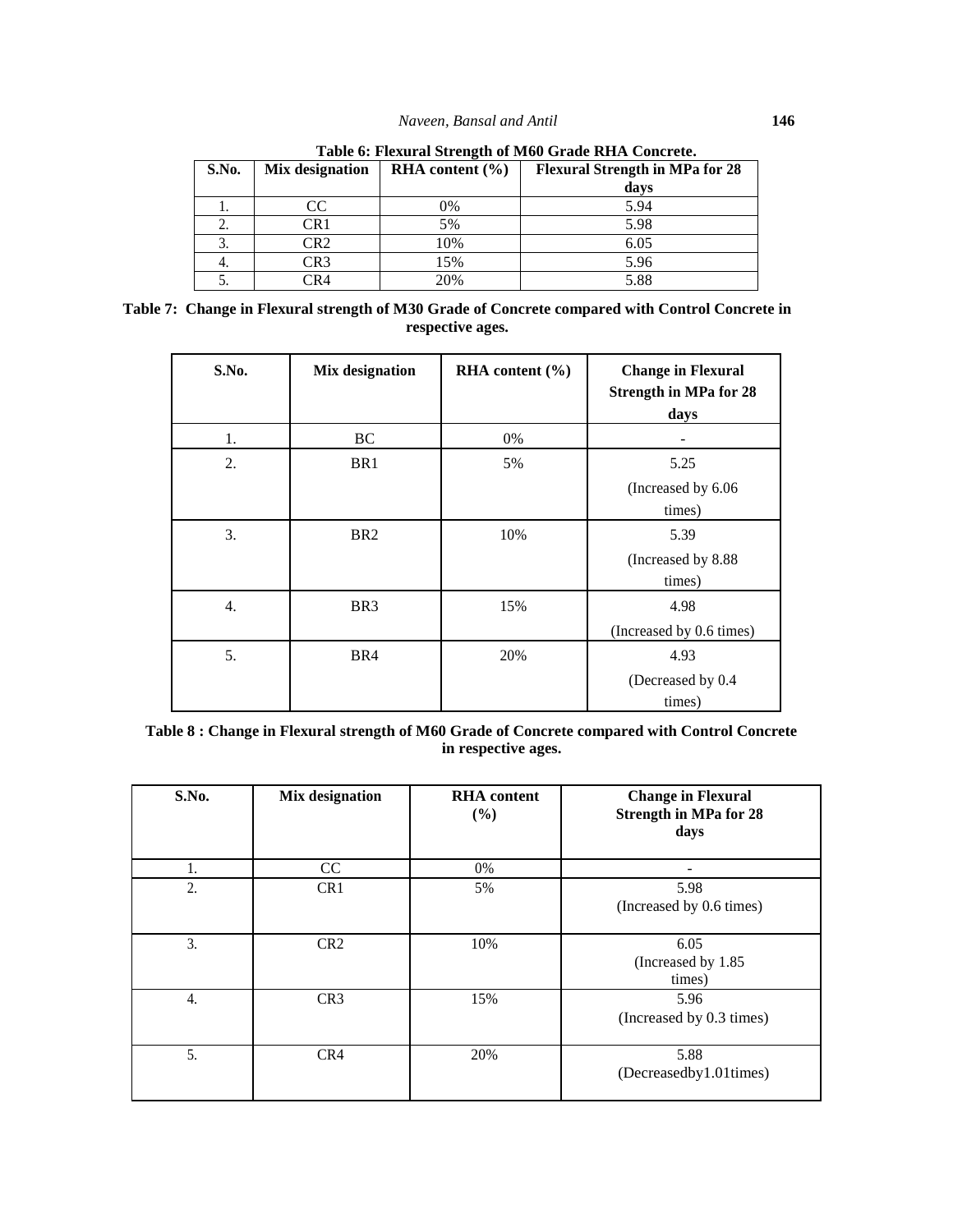**Table 6: Flexural Strength of M60 Grade RHA Concrete.**

| S.No. | Mix designation | RHA content (%) | Flexural Strength in MPa for 28 days |
|---|---|---|---|
| 1. | CC | 0% | 5.94 |
| 2. | CR1 | 5% | 5.98 |
| 3. | CR2 | 10% | 6.05 |
| 4. | CR3 | 15% | 5.96 |
| 5. | CR4 | 20% | 5.88 |

**Table 7: Change in Flexural strength of M30 Grade of Concrete compared with Control Concrete in respective ages.**

| S.No. | Mix designation | RHA content (%) | Change in Flexural Strength in MPa for 28 days |
|---|---|---|---|
| 1. | BC | 0% | - |
| 2. | BR1 | 5% | 5.25 (Increased by 6.06 times) |
| 3. | BR2 | 10% | 5.39 (Increased by 8.88 times) |
| 4. | BR3 | 15% | 4.98 (Increased by 0.6 times) |
| 5. | BR4 | 20% | 4.93 (Decreased by 0.4 times) |

**Table 8 : Change in Flexural strength of M60 Grade of Concrete compared with Control Concrete in respective ages.**

| S.No. | Mix designation | RHA content (%) | Change in Flexural Strength in MPa for 28 days |
|---|---|---|---|
| 1. | CC | 0% | - |
| 2. | CR1 | 5% | 5.98 (Increased by 0.6 times) |
| 3. | CR2 | 10% | 6.05 (Increased by 1.85 times) |
| 4. | CR3 | 15% | 5.96 (Increased by 0.3 times) |
| 5. | CR4 | 20% | 5.88 (Decreasedby1.01times) |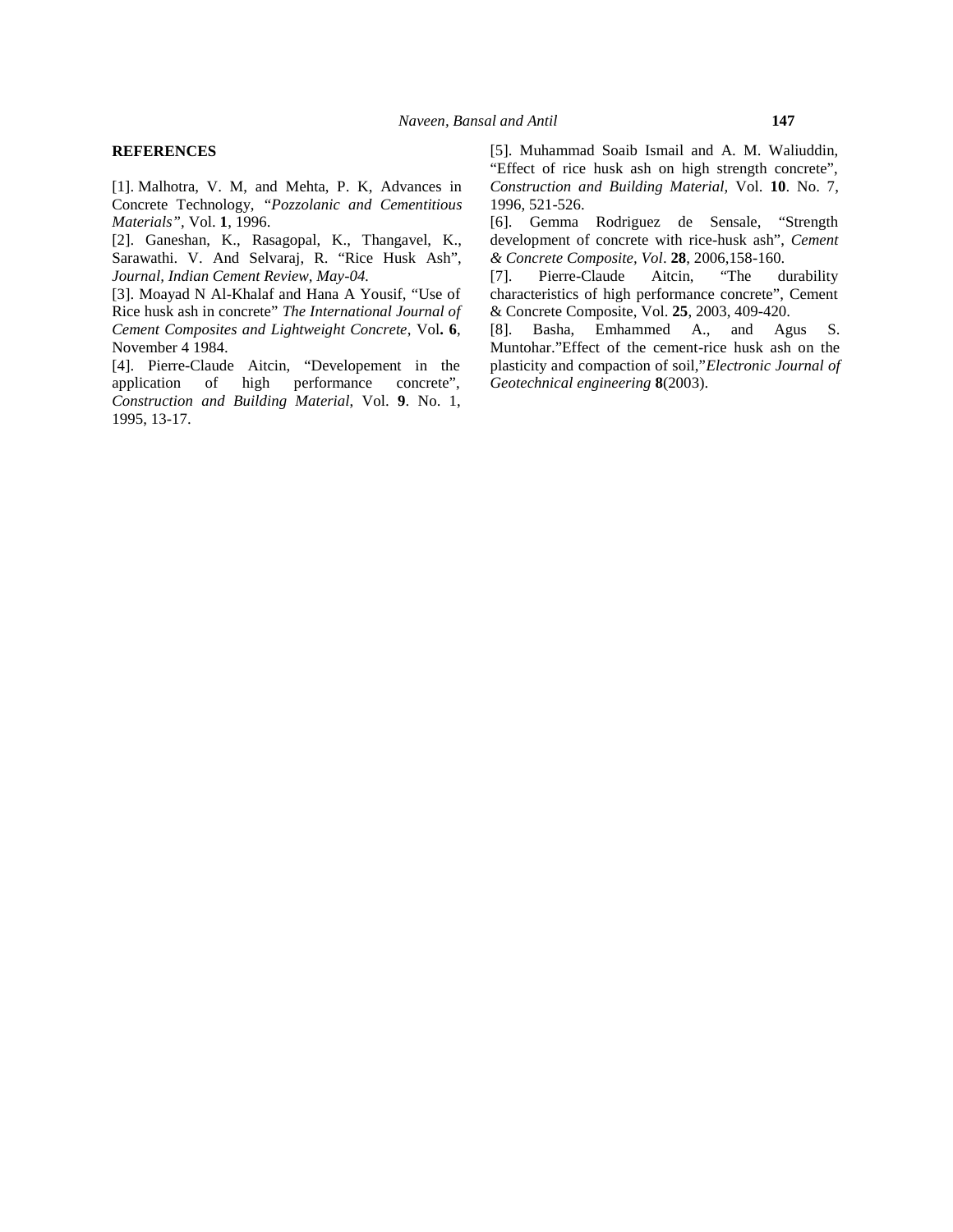## REFERENCES

[1]. Malhotra, V. M, and Mehta, P. K, Advances in Concrete Technology, *"Pozzolanic and Cementitious Materials"*, Vol. **1**, 1996.

[2]. Ganeshan, K., Rasagopal, K., Thangavel, K., Sarawathi. V. And Selvaraj, R. "Rice Husk Ash", *Journal, Indian Cement Review, May-04.*

[3]. Moayad N Al-Khalaf and Hana A Yousif, "Use of Rice husk ash in concrete" *The International Journal of Cement Composites and Lightweight Concrete*, Vol**. 6**, November 4 1984.

[4]. Pierre-Claude Aitcin, "Developement in the application of high performance concrete", *Construction and Building Material*, Vol. **9**. No. 1, 1995, 13-17.

[5]. Muhammad Soaib Ismail and A. M. Waliuddin, "Effect of rice husk ash on high strength concrete", *Construction and Building Material*, Vol. **10**. No. 7, 1996, 521-526.

[6]. Gemma Rodriguez de Sensale, "Strength development of concrete with rice-husk ash", *Cement & Concrete Composite, Vol*. **28**, 2006,158-160.

[7]. Pierre-Claude Aitcin, "The durability characteristics of high performance concrete", Cement & Concrete Composite, Vol. **25**, 2003, 409-420.

[8]. Basha, Emhammed A., and Agus S. Muntohar."Effect of the cement-rice husk ash on the plasticity and compaction of soil,"*Electronic Journal of Geotechnical engineering* **8**(2003).